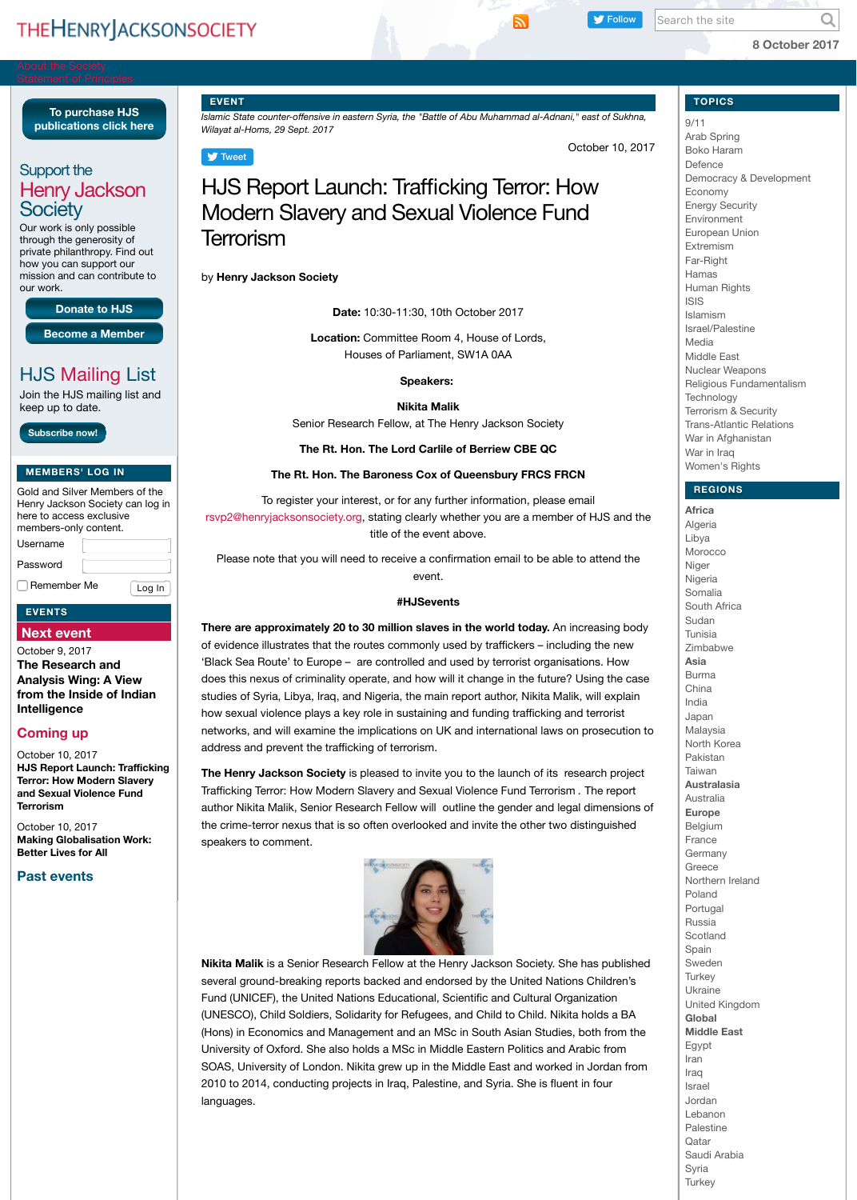# HJS Report Launch: Trafficking Terror: How Modern Slavery and Sexual Violence Fund Terrorism

EVENT

*Islamic State counter-offensive in eastern Syria, the "Battle of Abu Muhammad al-Adnani," east of Sukhna, Wilayat al-Homs, 29 Sept. 2017*

October 10, 2017

by **Henry Jackson Society**

**Date:** 10:30-11:30, 10th October 2017

**Location:** Committee Room 4, House of Lords, Houses of Parliament, SW1A 0AA

**Speakers:**

**Nikita Malik**
Senior Research Fellow, at The Henry Jackson Society

**The Rt. Hon. The Lord Carlile of Berriew CBE QC**

**The Rt. Hon. The Baroness Cox of Queensbury FRCS FRCN**

To register your interest, or for any further information, please email rsvp2@henryjacksonsociety.org, stating clearly whether you are a member of HJS and the title of the event above.

Please note that you will need to receive a confirmation email to be able to attend the event.

**#HJSevents**

**There are approximately 20 to 30 million slaves in the world today.** An increasing body of evidence illustrates that the routes commonly used by traffickers – including the new 'Black Sea Route' to Europe – are controlled and used by terrorist organisations. How does this nexus of criminality operate, and how will it change in the future? Using the case studies of Syria, Libya, Iraq, and Nigeria, the main report author, Nikita Malik, will explain how sexual violence plays a key role in sustaining and funding trafficking and terrorist networks, and will examine the implications on UK and international laws on prosecution to address and prevent the trafficking of terrorism.

**The Henry Jackson Society** is pleased to invite you to the launch of its research project Trafficking Terror: How Modern Slavery and Sexual Violence Fund Terrorism . The report author Nikita Malik, Senior Research Fellow will outline the gender and legal dimensions of the crime-terror nexus that is so often overlooked and invite the other two distinguished speakers to comment.

**Nikita Malik** is a Senior Research Fellow at the Henry Jackson Society. She has published several ground-breaking reports backed and endorsed by the United Nations Children's Fund (UNICEF), the United Nations Educational, Scientific and Cultural Organization (UNESCO), Child Soldiers, Solidarity for Refugees, and Child to Child. Nikita holds a BA (Hons) in Economics and Management and an MSc in South Asian Studies, both from the University of Oxford. She also holds a MSc in Middle Eastern Politics and Arabic from SOAS, University of London. Nikita grew up in the Middle East and worked in Jordan from 2010 to 2014, conducting projects in Iraq, Palestine, and Syria. She is fluent in four languages.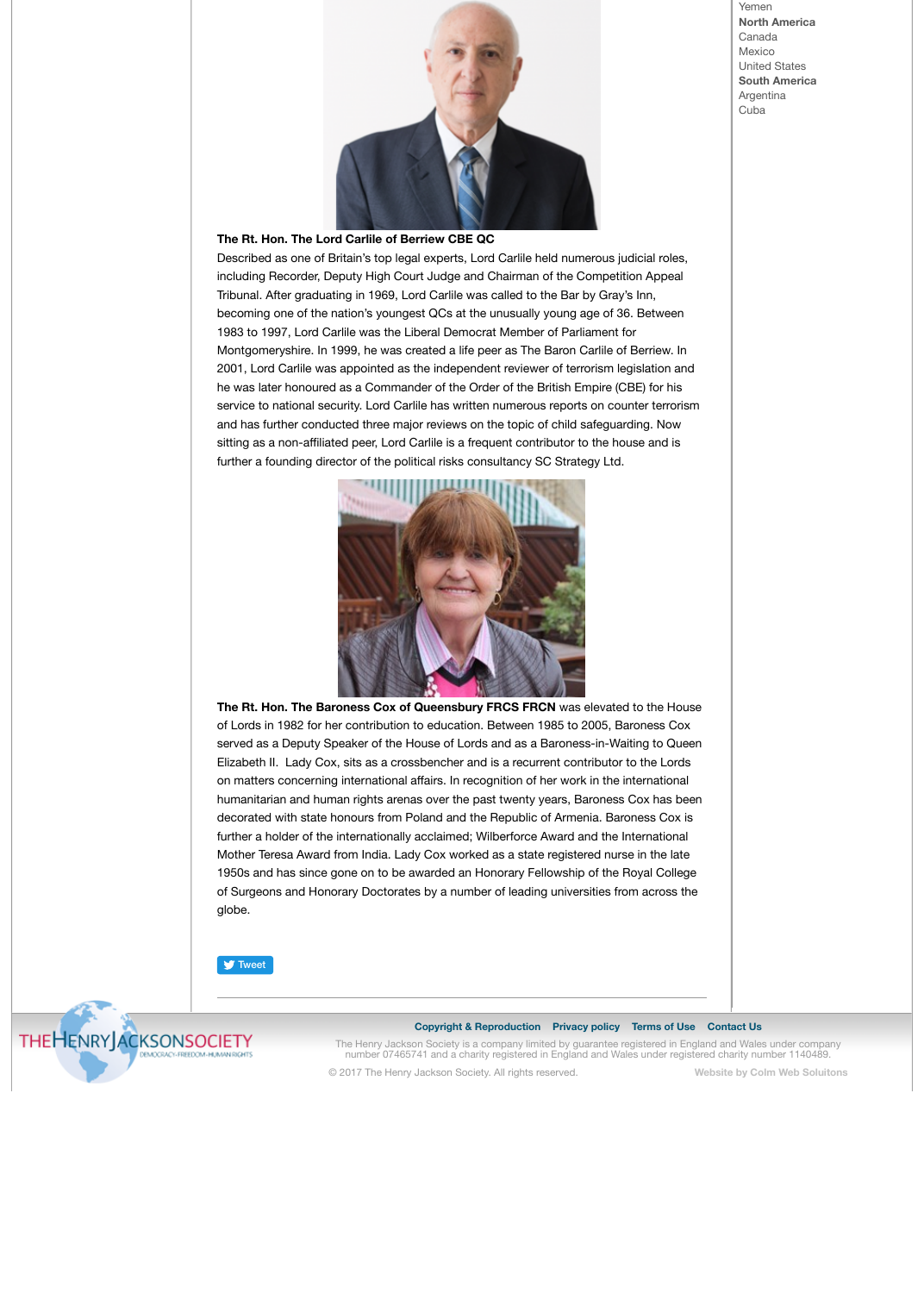Yemen

**North America**

Canada

Mexico

United States

**South America**

Argentina

Cuba

**The Rt. Hon. The Lord Carlile of Berriew CBE QC**

Described as one of Britain's top legal experts, Lord Carlile held numerous judicial roles, including Recorder, Deputy High Court Judge and Chairman of the Competition Appeal Tribunal. After graduating in 1969, Lord Carlile was called to the Bar by Gray's Inn, becoming one of the nation's youngest QCs at the unusually young age of 36. Between 1983 to 1997, Lord Carlile was the Liberal Democrat Member of Parliament for Montgomeryshire. In 1999, he was created a life peer as The Baron Carlile of Berriew. In 2001, Lord Carlile was appointed as the independent reviewer of terrorism legislation and he was later honoured as a Commander of the Order of the British Empire (CBE) for his service to national security. Lord Carlile has written numerous reports on counter terrorism and has further conducted three major reviews on the topic of child safeguarding. Now sitting as a non-affiliated peer, Lord Carlile is a frequent contributor to the house and is further a founding director of the political risks consultancy SC Strategy Ltd.

**The Rt. Hon. The Baroness Cox of Queensbury FRCS FRCN** was elevated to the House of Lords in 1982 for her contribution to education. Between 1985 to 2005, Baroness Cox served as a Deputy Speaker of the House of Lords and as a Baroness-in-Waiting to Queen Elizabeth II. Lady Cox, sits as a crossbencher and is a recurrent contributor to the Lords on matters concerning international affairs. In recognition of her work in the international humanitarian and human rights arenas over the past twenty years, Baroness Cox has been decorated with state honours from Poland and the Republic of Armenia. Baroness Cox is further a holder of the internationally acclaimed; Wilberforce Award and the International Mother Teresa Award from India. Lady Cox worked as a state registered nurse in the late 1950s and has since gone on to be awarded an Honorary Fellowship of the Royal College of Surgeons and Honorary Doctorates by a number of leading universities from across the globe.

Tweet

Copyright & Reproduction | Privacy policy | Terms of Use | Contact Us

The Henry Jackson Society is a company limited by guarantee registered in England and Wales under company number 07465741 and a charity registered in England and Wales under registered charity number 1140489.

© 2017 The Henry Jackson Society. All rights reserved.

Website by Colm Web Soluitons